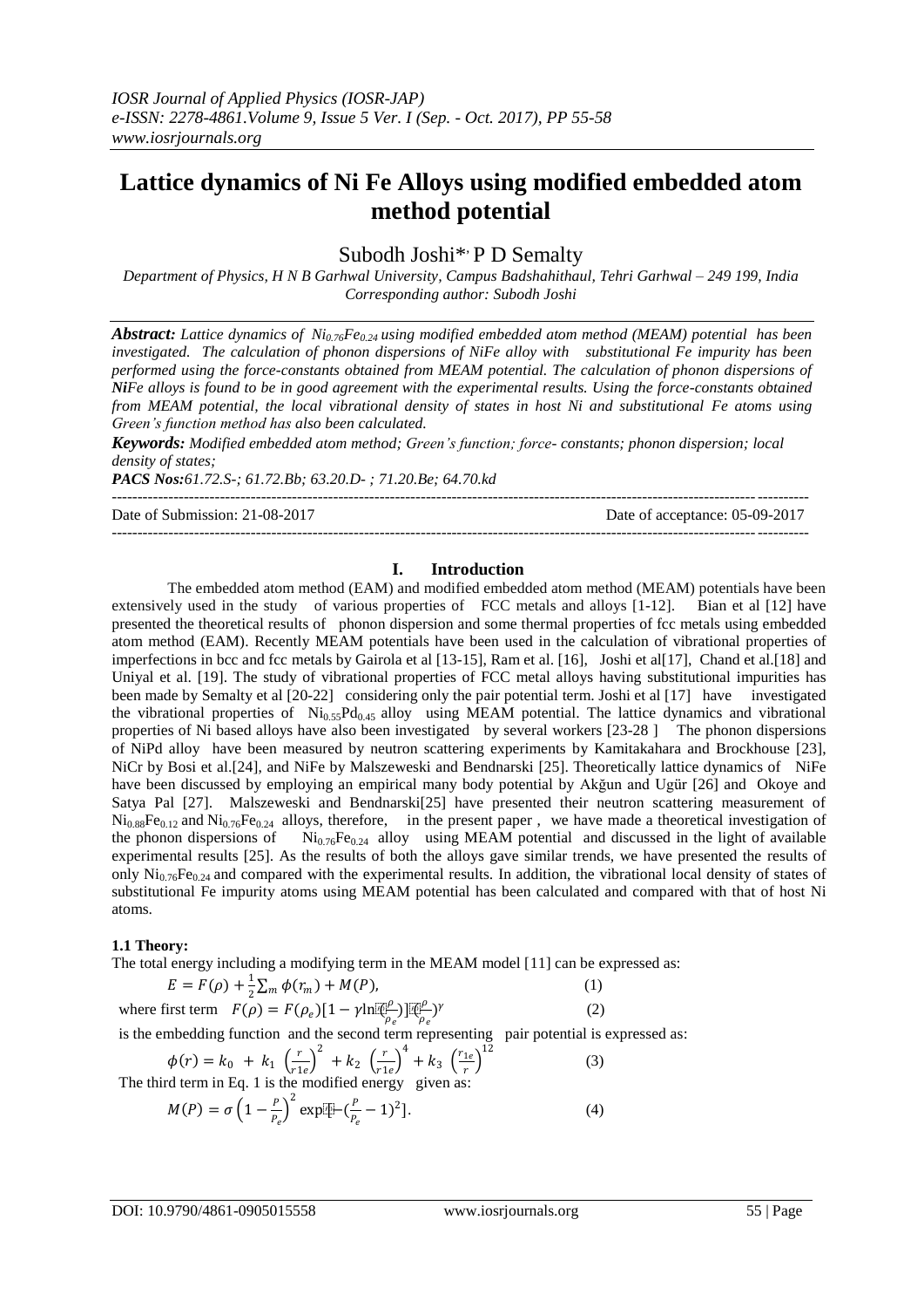# Lattice dynamics of Ni Fe Alloys using modified embedded atom method potential

Subodh Joshi*, P D Semalty

*Department of Physics, H N B Garhwal University, Campus Badshahithaul, Tehri Garhwal – 249 199, India*
*Corresponding author: Subodh Joshi*

***Abstract:** Lattice dynamics of $Ni_{0.76}Fe_{0.24}$ using modified embedded atom method (MEAM) potential has been investigated. The calculation of phonon dispersions of NiFe alloy with substitutional Fe impurity has been performed using the force-constants obtained from MEAM potential. The calculation of phonon dispersions of **Ni**Fe alloys is found to be in good agreement with the experimental results. Using the force-constants obtained from MEAM potential, the local vibrational density of states in host Ni and substitutional Fe atoms using Green's function method has also been calculated.*

***Keywords:** Modified embedded atom method; Green's function; force- constants; phonon dispersion; local density of states;*

***PACS Nos:**61.72.S-; 61.72.Bb; 63.20.D- ; 71.20.Be; 64.70.kd*

Date of Submission: 21-08-2017 | Date of acceptance: 05-09-2017

## I. Introduction

The embedded atom method (EAM) and modified embedded atom method (MEAM) potentials have been extensively used in the study of various properties of FCC metals and alloys [1-12]. Bian et al [12] have presented the theoretical results of phonon dispersion and some thermal properties of fcc metals using embedded atom method (EAM). Recently MEAM potentials have been used in the calculation of vibrational properties of imperfections in bcc and fcc metals by Gairola et al [13-15], Ram et al. [16], Joshi et al[17], Chand et al.[18] and Uniyal et al. [19]. The study of vibrational properties of FCC metal alloys having substitutional impurities has been made by Semalty et al [20-22] considering only the pair potential term. Joshi et al [17] have investigated the vibrational properties of $Ni_{0.55}Pd_{0.45}$ alloy using MEAM potential. The lattice dynamics and vibrational properties of Ni based alloys have also been investigated by several workers [23-28 ] The phonon dispersions of NiPd alloy have been measured by neutron scattering experiments by Kamitakahara and Brockhouse [23], NiCr by Bosi et al.[24], and NiFe by Malszeweski and Bendnarski [25]. Theoretically lattice dynamics of NiFe have been discussed by employing an empirical many body potential by Akğun and Ugür [26] and Okoye and Satya Pal [27]. Malszeweski and Bendnarski[25] have presented their neutron scattering measurement of $Ni_{0.88}Fe_{0.12}$ and $Ni_{0.76}Fe_{0.24}$ alloys, therefore, in the present paper , we have made a theoretical investigation of the phonon dispersions of $Ni_{0.76}Fe_{0.24}$ alloy using MEAM potential and discussed in the light of available experimental results [25]. As the results of both the alloys gave similar trends, we have presented the results of only $Ni_{0.76}Fe_{0.24}$ and compared with the experimental results. In addition, the vibrational local density of states of substitutional Fe impurity atoms using MEAM potential has been calculated and compared with that of host Ni atoms.

### 1.1 Theory:

The total energy including a modifying term in the MEAM model [11] can be expressed as:

$$E = F(\rho) + \frac{1}{2}\sum_m \phi(r_m) + M(P), \qquad (1)$$

where first term $F(\rho) = F(\rho_e)[1 - \gamma \ln(\frac{\rho}{\rho_e})](\frac{\rho}{\rho_e})^{\gamma}$ (2)

is the embedding function and the second term representing pair potential is expressed as:

$$\phi(r) = k_0 + k_1 \left(\frac{r}{r1e}\right)^2 + k_2 \left(\frac{r}{r1e}\right)^4 + k_3 \left(\frac{r_{1e}}{r}\right)^{12} \qquad (3)$$

The third term in Eq. 1 is the modified energy given as:

$$M(P) = \sigma \left(1 - \frac{P}{P_e}\right)^2 \exp[-(\frac{P}{P_e} - 1)^2]. \qquad (4)$$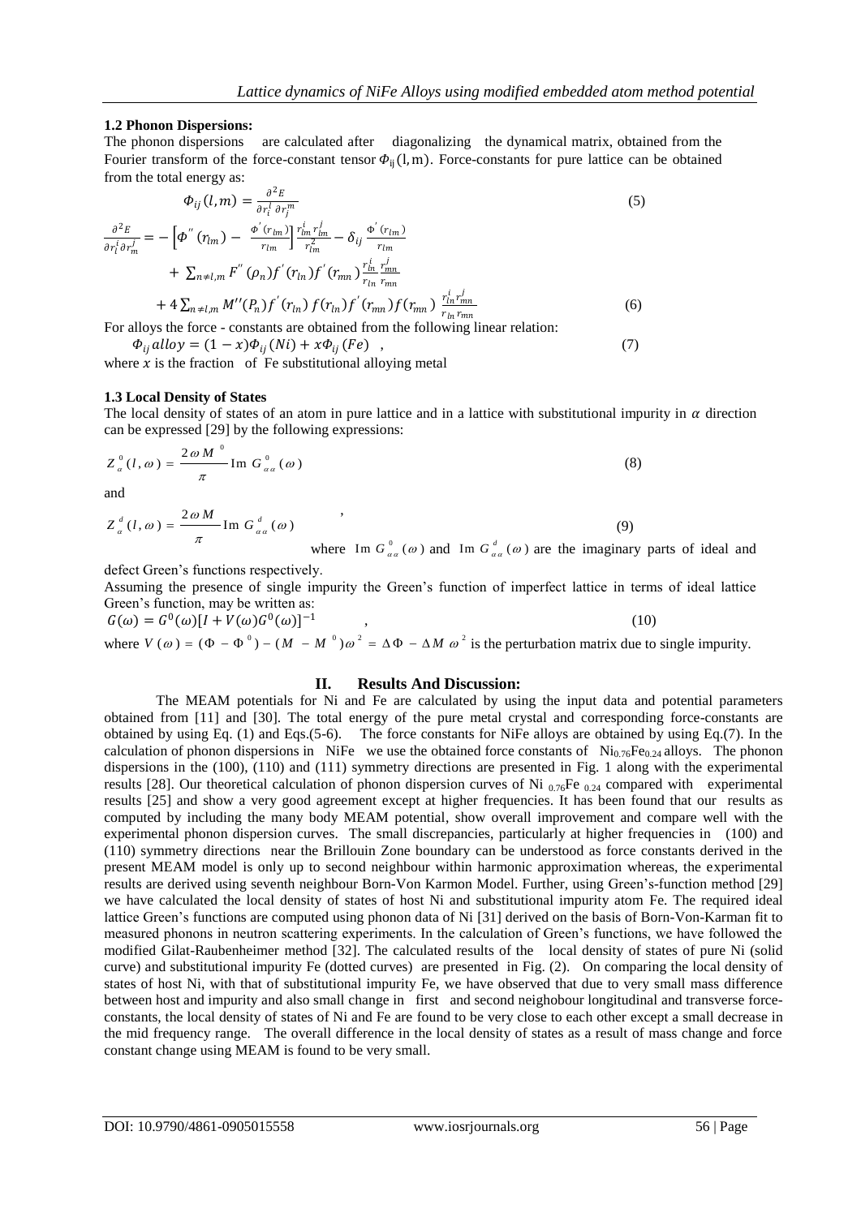### 1.2 Phonon Dispersions:

The phonon dispersions are calculated after diagonalizing the dynamical matrix, obtained from the Fourier transform of the force-constant tensor $\Phi_{ij}(l,m)$. Force-constants for pure lattice can be obtained from the total energy as:

$$\Phi_{ij}(l,m) = \frac{\partial^2 E}{\partial r_i^l \partial r_j^m} \tag{5}$$

$$\frac{\partial^2 E}{\partial r_l^i \partial r_m^j} = -\left[\Phi''(r_{lm}) - \frac{\Phi'(r_{lm})}{r_{lm}}\right]\frac{r_{lm}^i r_{lm}^j}{r_{lm}^2} - \delta_{ij}\frac{\Phi'(r_{lm})}{r_{lm}}$$
$$+ \sum_{n\neq l,m} F''(\rho_n) f'(r_{ln}) f'(r_{mn}) \frac{r_{ln}^i}{r_{ln}}\frac{r_{mn}^j}{r_{mn}}$$
$$+ 4\sum_{n\neq l,m} M''(P_n) f'(r_{ln})\, f(r_{ln}) f'(r_{mn}) f(r_{mn})\ \frac{r_{ln}^i r_{mn}^j}{r_{ln} r_{mn}} \tag{6}$$

For alloys the force - constants are obtained from the following linear relation:

$$\Phi_{ij}\,alloy = (1-x)\Phi_{ij}(Ni) + x\Phi_{ij}(Fe) \tag{7}$$

where $x$ is the fraction of Fe substitutional alloying metal

### 1.3 Local Density of States

The local density of states of an atom in pure lattice and in a lattice with substitutional impurity in $\alpha$ direction can be expressed [29] by the following expressions:

$$Z_\alpha^0(l,\omega) = \frac{2\omega M^0}{\pi}\operatorname{Im} G_{\alpha\alpha}^0(\omega) \tag{8}$$

and

$$Z_\alpha^d(l,\omega) = \frac{2\omega M}{\pi}\operatorname{Im} G_{\alpha\alpha}^d(\omega) \tag{9}$$

where $\operatorname{Im} G_{\alpha\alpha}^0(\omega)$ and $\operatorname{Im} G_{\alpha\alpha}^d(\omega)$ are the imaginary parts of ideal and defect Green's functions respectively.

Assuming the presence of single impurity the Green's function of imperfect lattice in terms of ideal lattice Green's function, may be written as:

$$G(\omega) = G^0(\omega)[I + V(\omega)G^0(\omega)]^{-1} \tag{10}$$

where $V(\omega) = (\Phi - \Phi^0) - (M - M^0)\omega^2 = \Delta\Phi - \Delta M\,\omega^2$ is the perturbation matrix due to single impurity.

## II. Results And Discussion:

The MEAM potentials for Ni and Fe are calculated by using the input data and potential parameters obtained from [11] and [30]. The total energy of the pure metal crystal and corresponding force-constants are obtained by using Eq. (1) and Eqs.(5-6). The force constants for NiFe alloys are obtained by using Eq.(7). In the calculation of phonon dispersions in NiFe we use the obtained force constants of $Ni_{0.76}Fe_{0.24}$ alloys. The phonon dispersions in the (100), (110) and (111) symmetry directions are presented in Fig. 1 along with the experimental results [28]. Our theoretical calculation of phonon dispersion curves of $Ni_{0.76}Fe_{0.24}$ compared with experimental results [25] and show a very good agreement except at higher frequencies. It has been found that our results as computed by including the many body MEAM potential, show overall improvement and compare well with the experimental phonon dispersion curves. The small discrepancies, particularly at higher frequencies in (100) and (110) symmetry directions near the Brillouin Zone boundary can be understood as force constants derived in the present MEAM model is only up to second neighbour within harmonic approximation whereas, the experimental results are derived using seventh neighbour Born-Von Karmon Model. Further, using Green's-function method [29] we have calculated the local density of states of host Ni and substitutional impurity atom Fe. The required ideal lattice Green's functions are computed using phonon data of Ni [31] derived on the basis of Born-Von-Karman fit to measured phonons in neutron scattering experiments. In the calculation of Green's functions, we have followed the modified Gilat-Raubenheimer method [32]. The calculated results of the local density of states of pure Ni (solid curve) and substitutional impurity Fe (dotted curves) are presented in Fig. (2). On comparing the local density of states of host Ni, with that of substitutional impurity Fe, we have observed that due to very small mass difference between host and impurity and also small change in first and second neighobour longitudinal and transverse force-constants, the local density of states of Ni and Fe are found to be very close to each other except a small decrease in the mid frequency range. The overall difference in the local density of states as a result of mass change and force constant change using MEAM is found to be very small.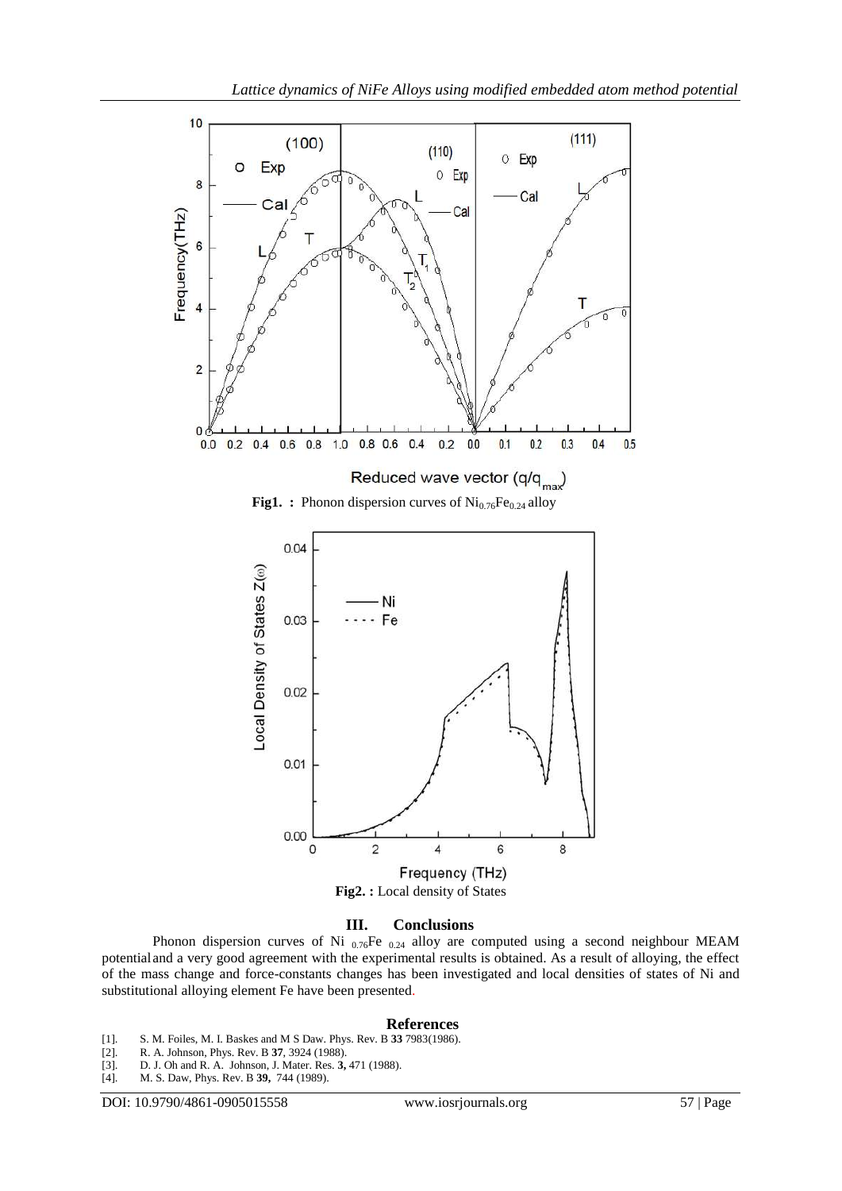Fig1. : Phonon dispersion curves of $Ni_{0.76}Fe_{0.24}$ alloy

Fig2. : Local density of States

## III. Conclusions

Phonon dispersion curves of $Ni_{0.76}Fe_{0.24}$ alloy are computed using a second neighbour MEAM potential and a very good agreement with the experimental results is obtained. As a result of alloying, the effect of the mass change and force-constants changes has been investigated and local densities of states of Ni and substitutional alloying element Fe have been presented.

## References

[1]. S. M. Foiles, M. I. Baskes and M S Daw. Phys. Rev. B **33** 7983(1986).

[2]. R. A. Johnson, Phys. Rev. B **37**, 3924 (1988).

[3]. D. J. Oh and R. A. Johnson, J. Mater. Res. **3,** 471 (1988).

[4]. M. S. Daw, Phys. Rev. B **39,** 744 (1989).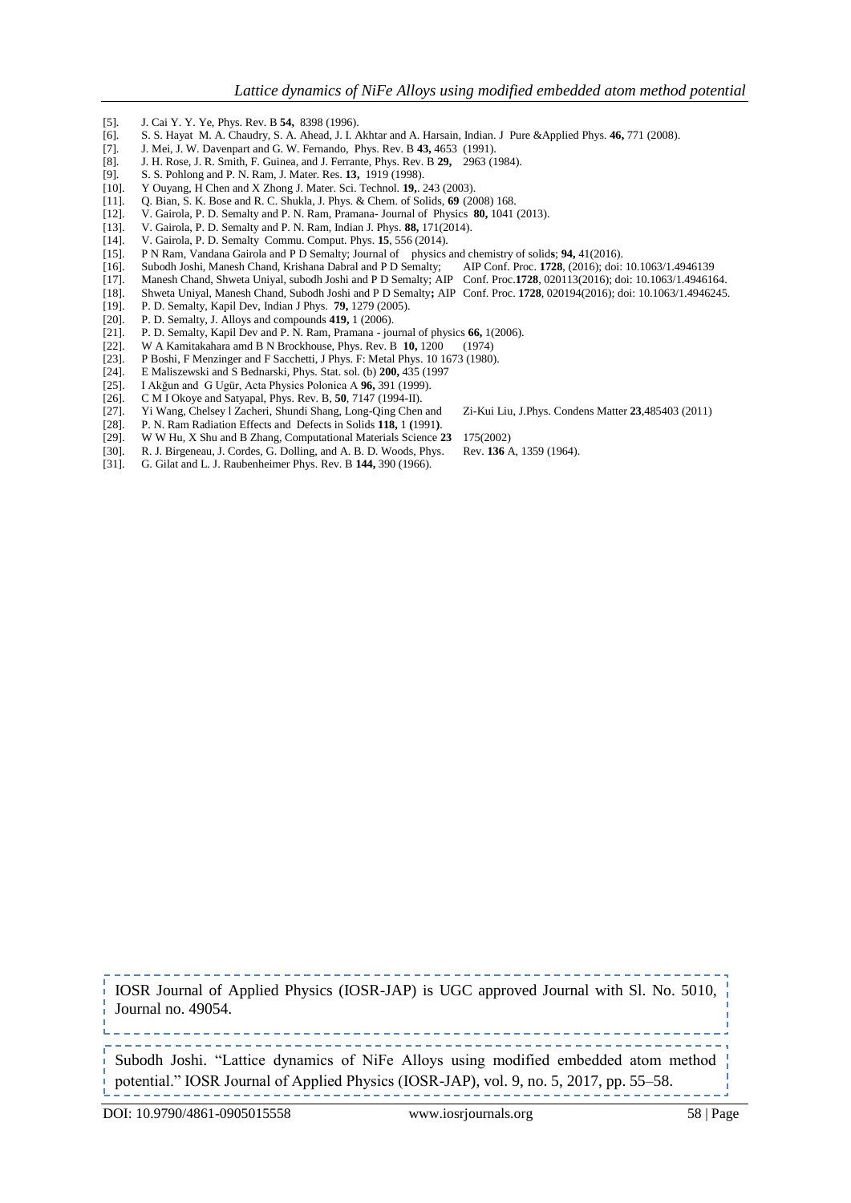[5]. J. Cai Y. Y. Ye, Phys. Rev. B **54,** 8398 (1996).
[6]. S. S. Hayat M. A. Chaudry, S. A. Ahead, J. I. Akhtar and A. Harsain, Indian. J Pure &Applied Phys. **46,** 771 (2008).
[7]. J. Mei, J. W. Davenpart and G. W. Fernando, Phys. Rev. B **43,** 4653 (1991).
[8]. J. H. Rose, J. R. Smith, F. Guinea, and J. Ferrante, Phys. Rev. B **29,** 2963 (1984).
[9]. S. S. Pohlong and P. N. Ram, J. Mater. Res. **13,** 1919 (1998).
[10]. Y Ouyang, H Chen and X Zhong J. Mater. Sci. Technol. **19,**. 243 (2003).
[11]. Q. Bian, S. K. Bose and R. C. Shukla, J. Phys. & Chem. of Solids, **69** (2008) 168.
[12]. V. Gairola, P. D. Semalty and P. N. Ram, Pramana- Journal of Physics **80,** 1041 (2013).
[13]. V. Gairola, P. D. Semalty and P. N. Ram, Indian J. Phys. **88,** 171(2014).
[14]. V. Gairola, P. D. Semalty Commu. Comput. Phys. **15**, 556 (2014).
[15]. P N Ram, Vandana Gairola and P D Semalty; Journal of physics and chemistry of solids; **94,** 41(2016).
[16]. Subodh Joshi, Manesh Chand, Krishana Dabral and P D Semalty; AIP Conf. Proc. **1728**, (2016); doi: 10.1063/1.4946139
[17]. Manesh Chand, Shweta Uniyal, subodh Joshi and P D Semalty; AIP Conf. Proc.**1728**, 020113(2016); doi: 10.1063/1.4946164.
[18]. Shweta Uniyal, Manesh Chand, Subodh Joshi and P D Semalty**;** AIP Conf. Proc. **1728**, 020194(2016); doi: 10.1063/1.4946245.
[19]. P. D. Semalty, Kapil Dev, Indian J Phys. **79,** 1279 (2005).
[20]. P. D. Semalty, J. Alloys and compounds **419,** 1 (2006).
[21]. P. D. Semalty, Kapil Dev and P. N. Ram, Pramana - journal of physics **66,** 1(2006).
[22]. W A Kamitakahara amd B N Brockhouse, Phys. Rev. B **10,** 1200 (1974)
[23]. P Boshi, F Menzinger and F Sacchetti, J Phys. F: Metal Phys. 10 1673 (1980).
[24]. E Maliszewski and S Bednarski, Phys. Stat. sol. (b) **200,** 435 (1997
[25]. I Akğun and G Ugür, Acta Physics Polonica A **96,** 391 (1999).
[26]. C M I Okoye and Satyapal, Phys. Rev. B, **50**, 7147 (1994-II).
[27]. Yi Wang, Chelsey l Zacheri, Shundi Shang, Long-Qing Chen and Zi-Kui Liu, J.Phys. Condens Matter **23**,485403 (2011)
[28]. P. N. Ram Radiation Effects and Defects in Solids **118,** 1 **(**1991**)**.
[29]. W W Hu, X Shu and B Zhang, Computational Materials Science **23** 175(2002)
[30]. R. J. Birgeneau, J. Cordes, G. Dolling, and A. B. D. Woods, Phys. Rev. **136** A, 1359 (1964).
[31]. G. Gilat and L. J. Raubenheimer Phys. Rev. B **144,** 390 (1966).

IOSR Journal of Applied Physics (IOSR-JAP) is UGC approved Journal with Sl. No. 5010, Journal no. 49054.

Subodh Joshi. "Lattice dynamics of NiFe Alloys using modified embedded atom method potential." IOSR Journal of Applied Physics (IOSR-JAP), vol. 9, no. 5, 2017, pp. 55–58.